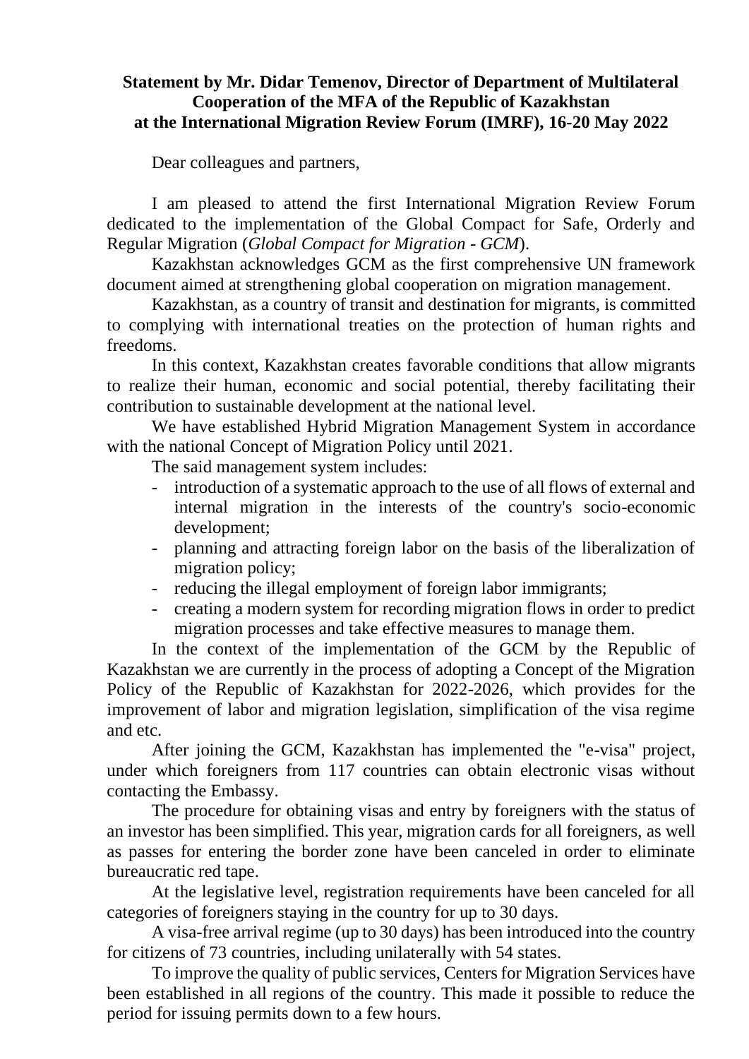**Statement by Mr. Didar Temenov, Director of Department of Multilateral Cooperation of the MFA of the Republic of Kazakhstan at the International Migration Review Forum (IMRF), 16-20 May 2022**

Dear colleagues and partners,

I am pleased to attend the first International Migration Review Forum dedicated to the implementation of the Global Compact for Safe, Orderly and Regular Migration (*Global Compact for Migration - GCM*).

Kazakhstan acknowledges GCM as the first comprehensive UN framework document aimed at strengthening global cooperation on migration management.

Kazakhstan, as a country of transit and destination for migrants, is committed to complying with international treaties on the protection of human rights and freedoms.

In this context, Kazakhstan creates favorable conditions that allow migrants to realize their human, economic and social potential, thereby facilitating their contribution to sustainable development at the national level.

We have established Hybrid Migration Management System in accordance with the national Concept of Migration Policy until 2021.

The said management system includes:

- introduction of a systematic approach to the use of all flows of external and internal migration in the interests of the country's socio-economic development;
- planning and attracting foreign labor on the basis of the liberalization of migration policy;
- reducing the illegal employment of foreign labor immigrants;
- creating a modern system for recording migration flows in order to predict migration processes and take effective measures to manage them.

In the context of the implementation of the GCM by the Republic of Kazakhstan we are currently in the process of adopting a Concept of the Migration Policy of the Republic of Kazakhstan for 2022-2026, which provides for the improvement of labor and migration legislation, simplification of the visa regime and etc.

After joining the GCM, Kazakhstan has implemented the "e-visa" project, under which foreigners from 117 countries can obtain electronic visas without contacting the Embassy.

The procedure for obtaining visas and entry by foreigners with the status of an investor has been simplified. This year, migration cards for all foreigners, as well as passes for entering the border zone have been canceled in order to eliminate bureaucratic red tape.

At the legislative level, registration requirements have been canceled for all categories of foreigners staying in the country for up to 30 days.

A visa-free arrival regime (up to 30 days) has been introduced into the country for citizens of 73 countries, including unilaterally with 54 states.

To improve the quality of public services, Centers for Migration Services have been established in all regions of the country. This made it possible to reduce the period for issuing permits down to a few hours.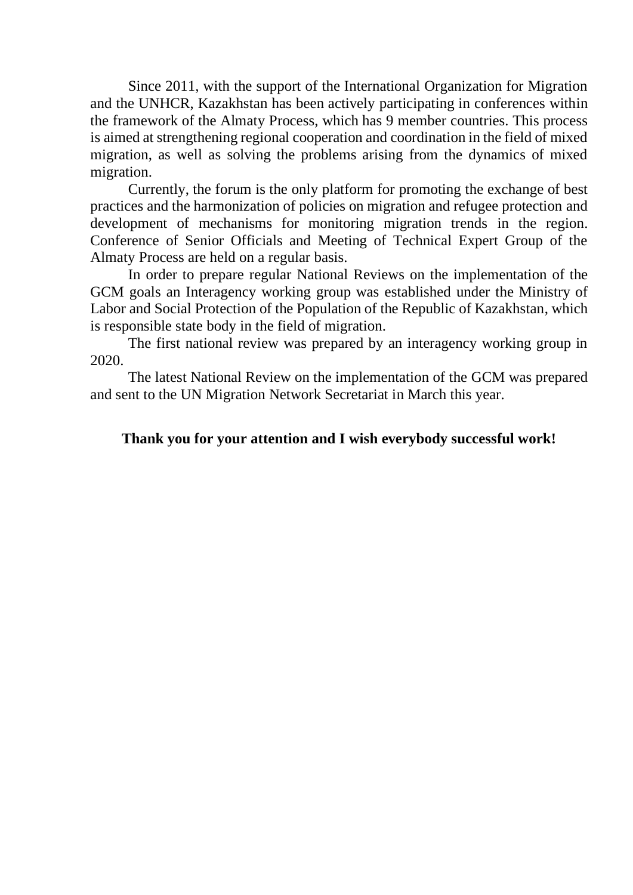Since 2011, with the support of the International Organization for Migration and the UNHCR, Kazakhstan has been actively participating in conferences within the framework of the Almaty Process, which has 9 member countries. This process is aimed at strengthening regional cooperation and coordination in the field of mixed migration, as well as solving the problems arising from the dynamics of mixed migration.

Currently, the forum is the only platform for promoting the exchange of best practices and the harmonization of policies on migration and refugee protection and development of mechanisms for monitoring migration trends in the region. Conference of Senior Officials and Meeting of Technical Expert Group of the Almaty Process are held on a regular basis.

In order to prepare regular National Reviews on the implementation of the GCM goals an Interagency working group was established under the Ministry of Labor and Social Protection of the Population of the Republic of Kazakhstan, which is responsible state body in the field of migration.

The first national review was prepared by an interagency working group in 2020.

The latest National Review on the implementation of the GCM was prepared and sent to the UN Migration Network Secretariat in March this year.

**Thank you for your attention and I wish everybody successful work!**